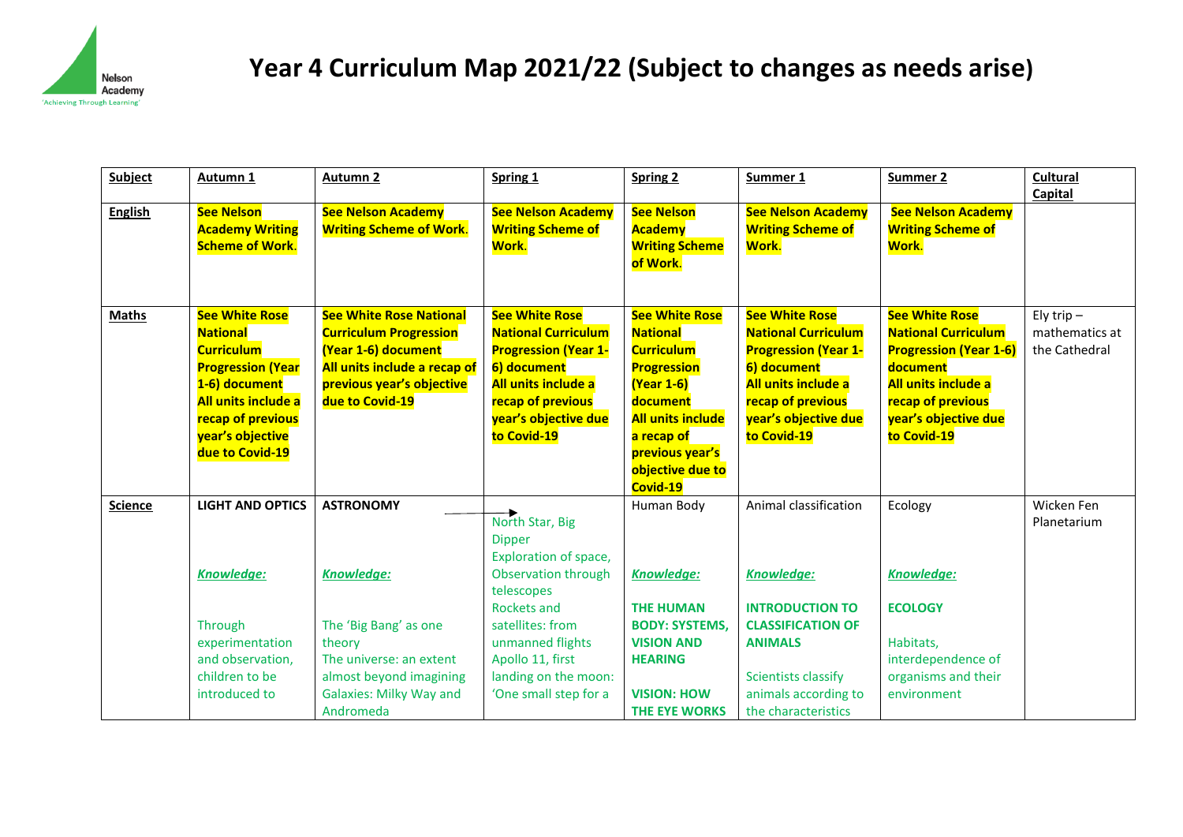# Year 4 Curriculum Map 2021/22 (Subject to changes as needs arise)

| Subject | Autumn 1 | Autumn 2 | Spring 1 | Spring 2 | Summer 1 | Summer 2 | Cultural Capital |
|---|---|---|---|---|---|---|---|
| **English** | **See Nelson Academy Writing Scheme of Work.** | **See Nelson Academy Writing Scheme of Work.** | **See Nelson Academy Writing Scheme of Work.** | **See Nelson Academy Writing Scheme of Work.** | **See Nelson Academy Writing Scheme of Work.** | **See Nelson Academy Writing Scheme of Work.** | |
| **Maths** | **See White Rose National Curriculum Progression (Year 1-6) document All units include a recap of previous year's objective due to Covid-19** | **See White Rose National Curriculum Progression (Year 1-6) document All units include a recap of previous year's objective due to Covid-19** | **See White Rose National Curriculum Progression (Year 1-6) document All units include a recap of previous year's objective due to Covid-19** | **See White Rose National Curriculum Progression (Year 1-6) document All units include a recap of previous year's objective due to Covid-19** | **See White Rose National Curriculum Progression (Year 1-6) document All units include a recap of previous year's objective due to Covid-19** | **See White Rose National Curriculum Progression (Year 1-6) document All units include a recap of previous year's objective due to Covid-19** | Ely trip – mathematics at the Cathedral |
| **Science** | **LIGHT AND OPTICS**<br><br>***Knowledge:***<br><br>Through experimentation and observation, children to be introduced to | **ASTRONOMY** →<br><br>***Knowledge:***<br><br>The 'Big Bang' as one theory<br>The universe: an extent almost beyond imagining<br>Galaxies: Milky Way and Andromeda | North Star, Big Dipper<br>Exploration of space, Observation through telescopes<br>Rockets and satellites: from unmanned flights<br>Apollo 11, first landing on the moon: 'One small step for a | Human Body<br><br>***Knowledge:***<br><br>**THE HUMAN BODY: SYSTEMS, VISION AND HEARING**<br><br>**VISION: HOW THE EYE WORKS** | Animal classification<br><br>***Knowledge:***<br><br>**INTRODUCTION TO CLASSIFICATION OF ANIMALS**<br><br>Scientists classify animals according to the characteristics | Ecology<br><br>***Knowledge:***<br><br>**ECOLOGY**<br><br>Habitats, interdependence of organisms and their environment | Wicken Fen<br>Planetarium |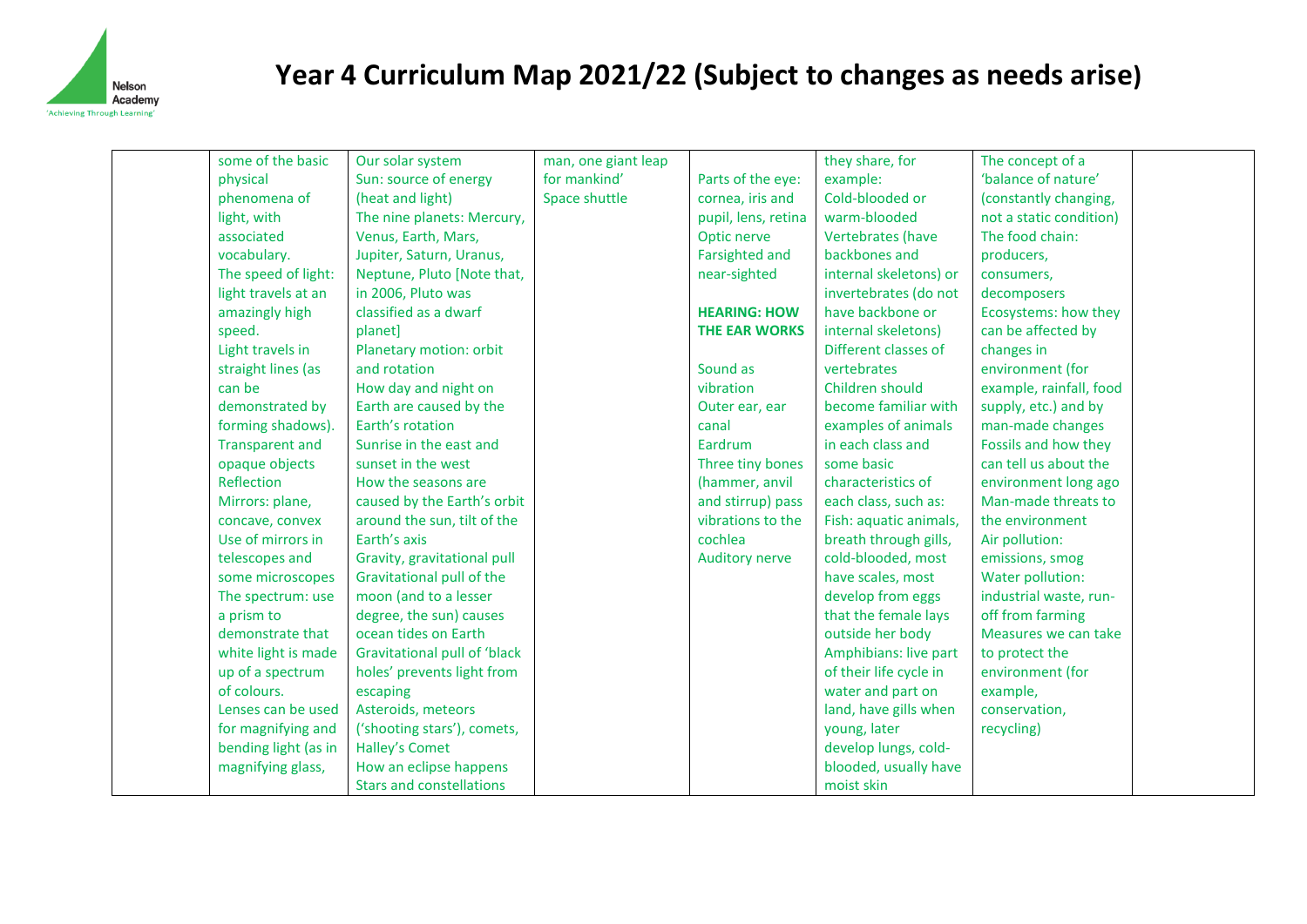# Year 4 Curriculum Map 2021/22 (Subject to changes as needs arise)

| | | | | | | | |
|---|---|---|---|---|---|---|---|
| | some of the basic physical phenomena of light, with associated vocabulary.<br>The speed of light: light travels at an amazingly high speed.<br>Light travels in straight lines (as can be demonstrated by forming shadows).<br>Transparent and opaque objects<br>Reflection<br>Mirrors: plane, concave, convex<br>Use of mirrors in telescopes and some microscopes<br>The spectrum: use a prism to demonstrate that white light is made up of a spectrum of colours.<br>Lenses can be used for magnifying and bending light (as in magnifying glass, | Our solar system<br>Sun: source of energy (heat and light)<br>The nine planets: Mercury, Venus, Earth, Mars, Jupiter, Saturn, Uranus, Neptune, Pluto [Note that, in 2006, Pluto was classified as a dwarf planet]<br>Planetary motion: orbit and rotation<br>How day and night on Earth are caused by the Earth's rotation<br>Sunrise in the east and sunset in the west<br>How the seasons are caused by the Earth's orbit around the sun, tilt of the Earth's axis<br>Gravity, gravitational pull<br>Gravitational pull of the moon (and to a lesser degree, the sun) causes ocean tides on Earth<br>Gravitational pull of 'black holes' prevents light from escaping<br>Asteroids, meteors ('shooting stars'), comets, Halley's Comet<br>How an eclipse happens<br>Stars and constellations | man, one giant leap for mankind'<br>Space shuttle | Parts of the eye: cornea, iris and pupil, lens, retina<br>Optic nerve<br>Farsighted and near-sighted<br><br>**HEARING: HOW THE EAR WORKS**<br><br>Sound as vibration<br>Outer ear, ear canal<br>Eardrum<br>Three tiny bones (hammer, anvil and stirrup) pass vibrations to the cochlea<br>Auditory nerve | they share, for example:<br>Cold-blooded or warm-blooded<br>Vertebrates (have backbones and internal skeletons) or invertebrates (do not have backbone or internal skeletons)<br>Different classes of vertebrates<br>Children should become familiar with examples of animals in each class and some basic characteristics of each class, such as:<br>Fish: aquatic animals, breath through gills, cold-blooded, most have scales, most develop from eggs that the female lays outside her body<br>Amphibians: live part of their life cycle in water and part on land, have gills when young, later develop lungs, cold-blooded, usually have moist skin | The concept of a 'balance of nature' (constantly changing, not a static condition)<br>The food chain: producers, consumers, decomposers<br>Ecosystems: how they can be affected by changes in environment (for example, rainfall, food supply, etc.) and by man-made changes<br>Fossils and how they can tell us about the environment long ago<br>Man-made threats to the environment<br>Air pollution: emissions, smog<br>Water pollution: industrial waste, run-off from farming<br>Measures we can take to protect the environment (for example, conservation, recycling) | |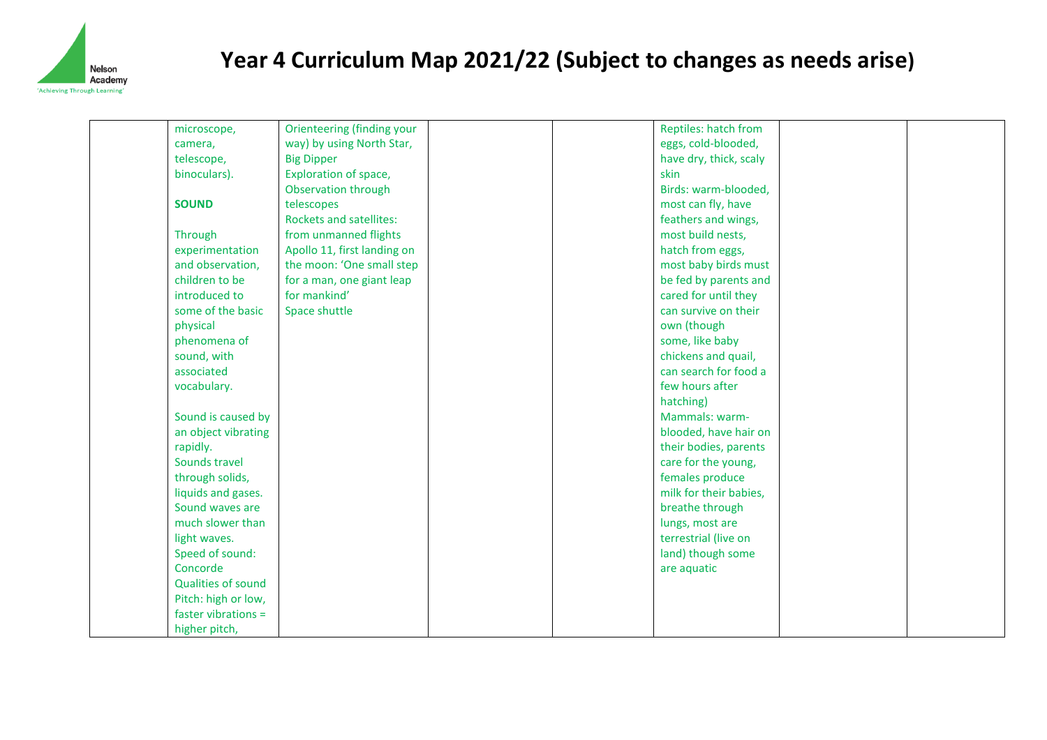# Year 4 Curriculum Map 2021/22 (Subject to changes as needs arise)

| | | | | | | | |
|---|---|---|---|---|---|---|---|
| | microscope, camera, telescope, binoculars).<br><br>**SOUND**<br><br>Through experimentation and observation, children to be introduced to some of the basic physical phenomena of sound, with associated vocabulary.<br><br>Sound is caused by an object vibrating rapidly.<br>Sounds travel through solids, liquids and gases.<br>Sound waves are much slower than light waves.<br>Speed of sound: Concorde<br>Qualities of sound<br>Pitch: high or low, faster vibrations = higher pitch, | Orienteering (finding your way) by using North Star, Big Dipper<br>Exploration of space, Observation through telescopes<br>Rockets and satellites: from unmanned flights<br>Apollo 11, first landing on the moon: 'One small step for a man, one giant leap for mankind'<br>Space shuttle | | | Reptiles: hatch from eggs, cold-blooded, have dry, thick, scaly skin<br>Birds: warm-blooded, most can fly, have feathers and wings, most build nests, hatch from eggs, most baby birds must be fed by parents and cared for until they can survive on their own (though some, like baby chickens and quail, can search for food a few hours after hatching)<br>Mammals: warm-blooded, have hair on their bodies, parents care for the young, females produce milk for their babies, breathe through lungs, most are terrestrial (live on land) though some are aquatic | | |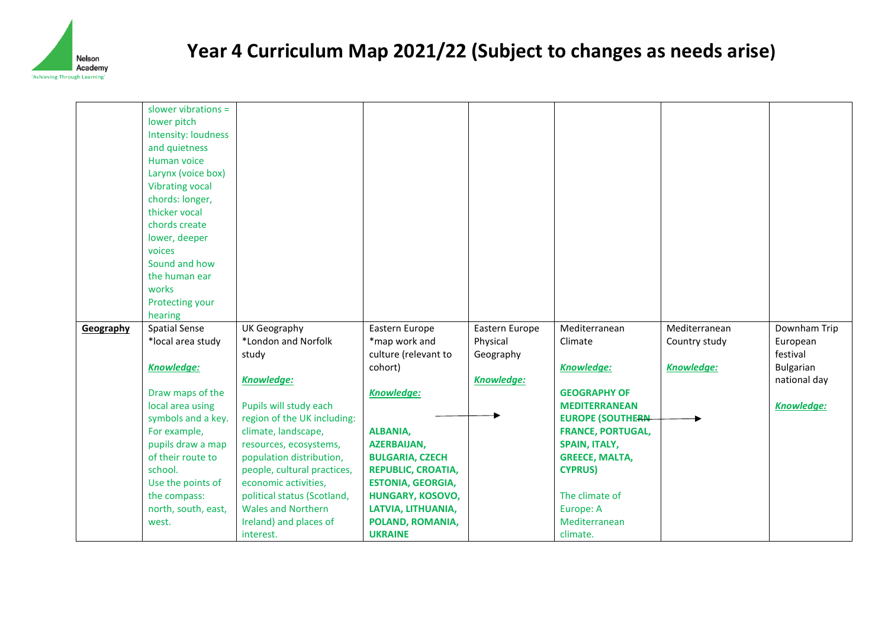# Year 4 Curriculum Map 2021/22 (Subject to changes as needs arise)

| | | | | | | | |
|---|---|---|---|---|---|---|---|
| | slower vibrations = lower pitch<br>Intensity: loudness and quietness<br>Human voice<br>Larynx (voice box)<br>Vibrating vocal chords: longer, thicker vocal chords create lower, deeper voices<br>Sound and how the human ear works<br>Protecting your hearing | | | | | | |
| **Geography** | Spatial Sense<br>*local area study<br><br>***Knowledge:***<br><br>Draw maps of the local area using symbols and a key. For example, pupils draw a map of their route to school.<br>Use the points of the compass: north, south, east, west. | UK Geography<br>*London and Norfolk study<br><br>***Knowledge:***<br><br>Pupils will study each region of the UK including: climate, landscape, resources, ecosystems, population distribution, people, cultural practices, economic activities, political status (Scotland, Wales and Northern Ireland) and places of interest. | Eastern Europe<br>*map work and culture (relevant to cohort)<br><br>***Knowledge:***<br><br>→<br><br>**ALBANIA, AZERBAIJAN, BULGARIA, CZECH REPUBLIC, CROATIA, ESTONIA, GEORGIA, HUNGARY, KOSOVO, LATVIA, LITHUANIA, POLAND, ROMANIA, UKRAINE** | Eastern Europe Physical Geography<br><br>***Knowledge:*** | Mediterranean Climate<br><br>***Knowledge:***<br><br>**GEOGRAPHY OF MEDITERRANEAN EUROPE (SOUTHERN FRANCE, PORTUGAL, SPAIN, ITALY, GREECE, MALTA, CYPRUS)**<br><br>The climate of Europe: A Mediterranean climate. | Mediterranean Country study<br><br>***Knowledge:***<br><br>→ | Downham Trip<br>European festival<br>Bulgarian national day<br><br>***Knowledge:*** |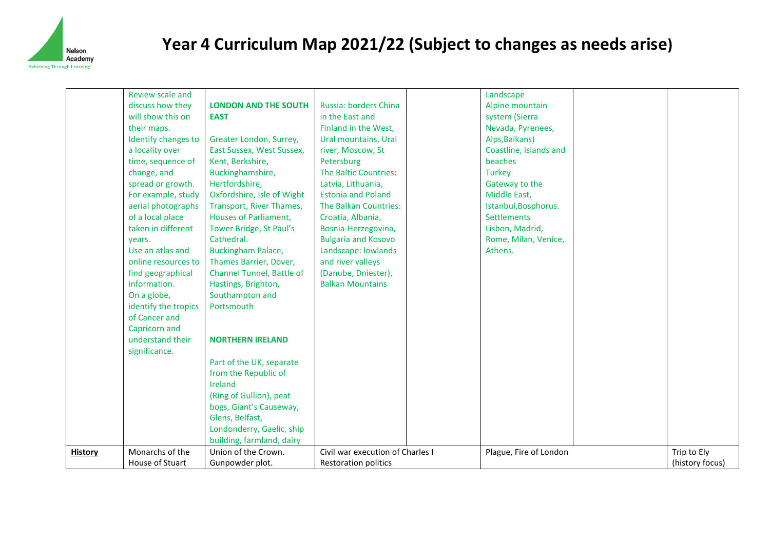| | | | | | | | |
|---|---|---|---|---|---|---|---|
| | Review scale and discuss how they will show this on their maps.<br>Identify changes to a locality over time, sequence of change, and spread or growth. For example, study aerial photographs of a local place taken in different years.<br>Use an atlas and online resources to find geographical information.<br>On a globe, identify the tropics of Cancer and Capricorn and understand their significance. | **LONDON AND THE SOUTH EAST**<br><br>Greater London, Surrey, East Sussex, West Sussex, Kent, Berkshire, Buckinghamshire, Hertfordshire, Oxfordshire, Isle of Wight Transport, River Thames, Houses of Parliament, Tower Bridge, St Paul's Cathedral.<br>Buckingham Palace, Thames Barrier, Dover, Channel Tunnel, Battle of Hastings, Brighton, Southampton and Portsmouth<br><br>**NORTHERN IRELAND**<br><br>Part of the UK, separate from the Republic of Ireland<br>(Ring of Gullion), peat bogs, Giant's Causeway, Glens, Belfast, Londonderry, Gaelic, ship building, farmland, dairy | Russia: borders China in the East and Finland in the West, Ural mountains, Ural river, Moscow, St Petersburg<br>The Baltic Countries: Latvia, Lithuania, Estonia and Poland<br>The Balkan Countries: Croatia, Albania, Bosnia-Herzegovina, Bulgaria and Kosovo<br>Landscape: lowlands and river valleys (Danube, Dniester), Balkan Mountains | | Landscape<br>Alpine mountain system (Sierra Nevada, Pyrenees, Alps,Balkans)<br>Coastline, islands and beaches<br>Turkey<br>Gateway to the Middle East, Istanbul,Bosphorus.<br>Settlements<br>Lisbon, Madrid, Rome, Milan, Venice, Athens. | | |
| **History** | Monarchs of the House of Stuart | Union of the Crown.<br>Gunpowder plot. | Civil war execution of Charles I<br>Restoration politics | | Plague, Fire of London | | Trip to Ely (history focus) |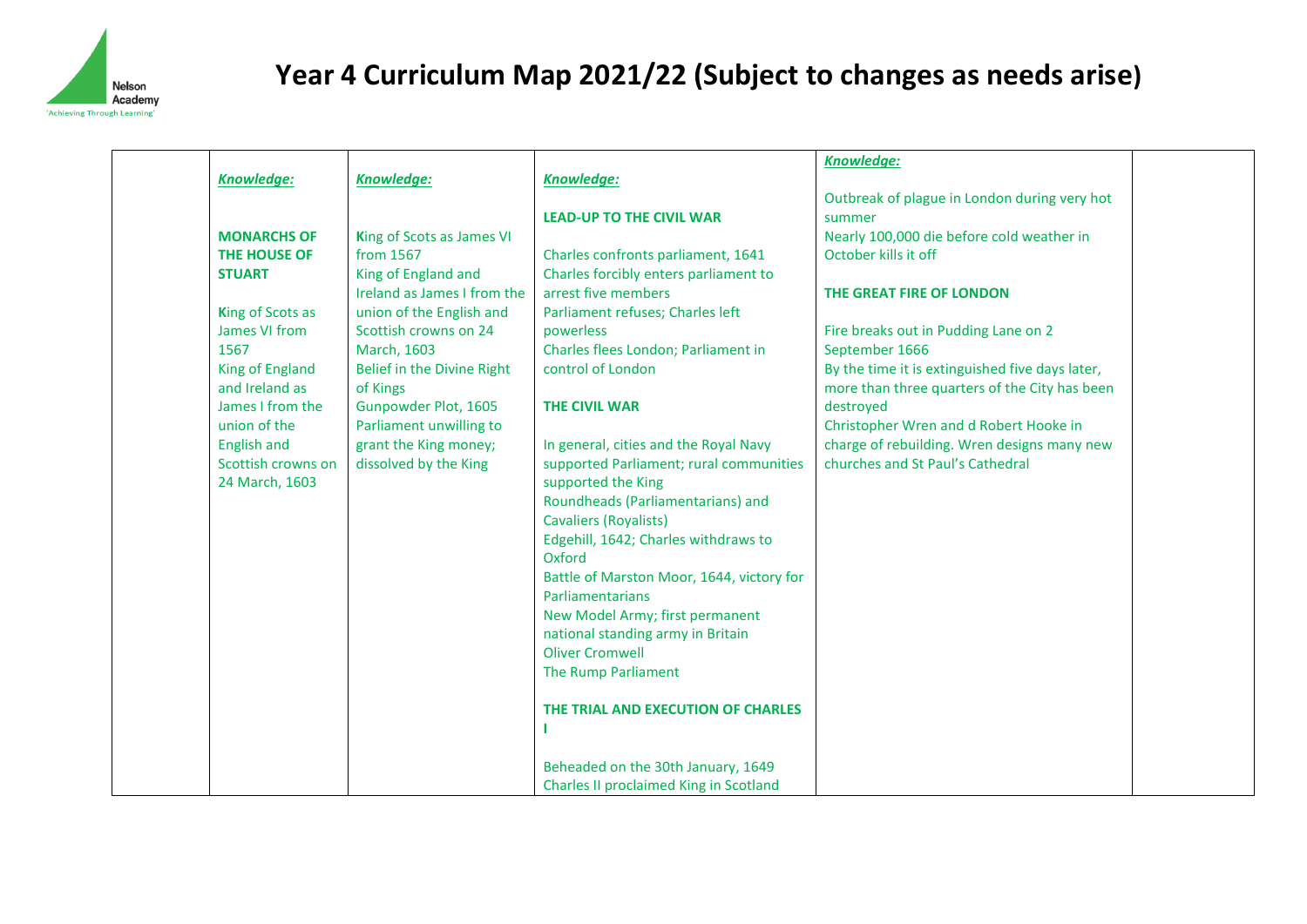# Year 4 Curriculum Map 2021/22 (Subject to changes as needs arise)

| | | | | | |
|---|---|---|---|---|---|
| | ***Knowledge:***<br><br>**MONARCHS OF THE HOUSE OF STUART**<br><br>King of Scots as James VI from 1567<br>King of England and Ireland as James I from the union of the English and Scottish crowns on 24 March, 1603 | ***Knowledge:***<br><br>King of Scots as James VI from 1567<br>King of England and Ireland as James I from the union of the English and Scottish crowns on 24 March, 1603<br>Belief in the Divine Right of Kings<br>Gunpowder Plot, 1605<br>Parliament unwilling to grant the King money; dissolved by the King | ***Knowledge:***<br><br>**LEAD-UP TO THE CIVIL WAR**<br><br>Charles confronts parliament, 1641<br>Charles forcibly enters parliament to arrest five members<br>Parliament refuses; Charles left powerless<br>Charles flees London; Parliament in control of London<br><br>**THE CIVIL WAR**<br><br>In general, cities and the Royal Navy supported Parliament; rural communities supported the King<br>Roundheads (Parliamentarians) and Cavaliers (Royalists)<br>Edgehill, 1642; Charles withdraws to Oxford<br>Battle of Marston Moor, 1644, victory for Parliamentarians<br>New Model Army; first permanent national standing army in Britain<br>Oliver Cromwell<br>The Rump Parliament<br><br>**THE TRIAL AND EXECUTION OF CHARLES I**<br><br>Beheaded on the 30th January, 1649<br>Charles II proclaimed King in Scotland | ***Knowledge:***<br><br>Outbreak of plague in London during very hot summer<br>Nearly 100,000 die before cold weather in October kills it off<br><br>**THE GREAT FIRE OF LONDON**<br><br>Fire breaks out in Pudding Lane on 2 September 1666<br>By the time it is extinguished five days later, more than three quarters of the City has been destroyed<br>Christopher Wren and d Robert Hooke in charge of rebuilding. Wren designs many new churches and St Paul's Cathedral | |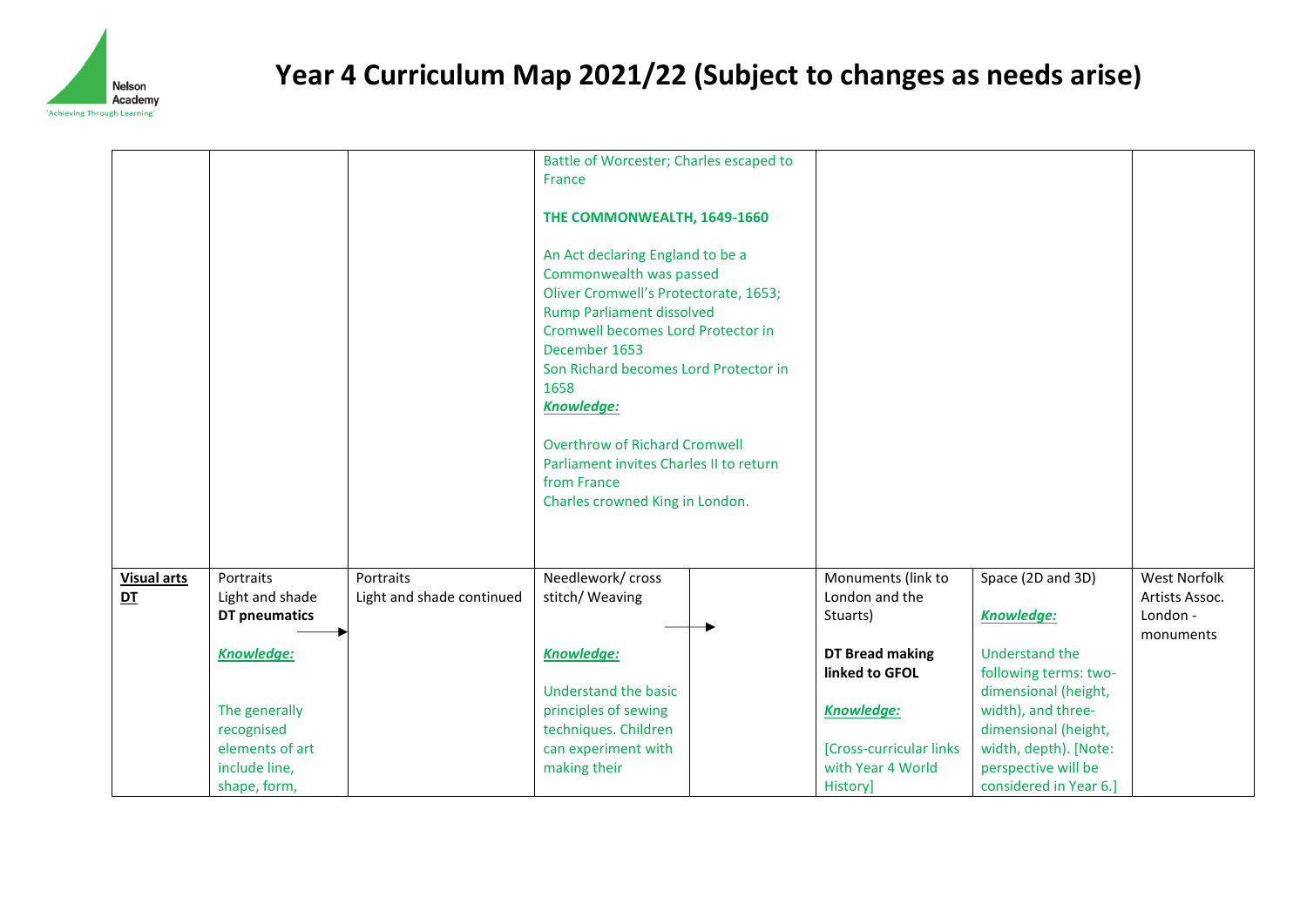# Year 4 Curriculum Map 2021/22 (Subject to changes as needs arise)

| | | | | | | | |
|---|---|---|---|---|---|---|---|
| | | | Battle of Worcester; Charles escaped to France<br><br>**THE COMMONWEALTH, 1649-1660**<br><br>An Act declaring England to be a Commonwealth was passed<br>Oliver Cromwell's Protectorate, 1653; Rump Parliament dissolved<br>Cromwell becomes Lord Protector in December 1653<br>Son Richard becomes Lord Protector in 1658<br>***Knowledge:***<br><br>Overthrow of Richard Cromwell<br>Parliament invites Charles II to return from France<br>Charles crowned King in London. | | | | |
| **Visual arts**<br>**DT** | Portraits<br>Light and shade<br>**DT pneumatics**<br>→<br><br>***Knowledge:***<br><br>The generally recognised elements of art include line, shape, form, | Portraits<br>Light and shade continued | Needlework/ cross stitch/ Weaving<br><br>***Knowledge:***<br><br>Understand the basic principles of sewing techniques. Children can experiment with making their | → | Monuments (link to London and the Stuarts)<br><br>**DT Bread making linked to GFOL**<br><br>***Knowledge:***<br><br>[Cross-curricular links with Year 4 World History] | Space (2D and 3D)<br><br>***Knowledge:***<br><br>Understand the following terms: two-dimensional (height, width), and three-dimensional (height, width, depth). [Note: perspective will be considered in Year 6.] | West Norfolk Artists Assoc. London - monuments |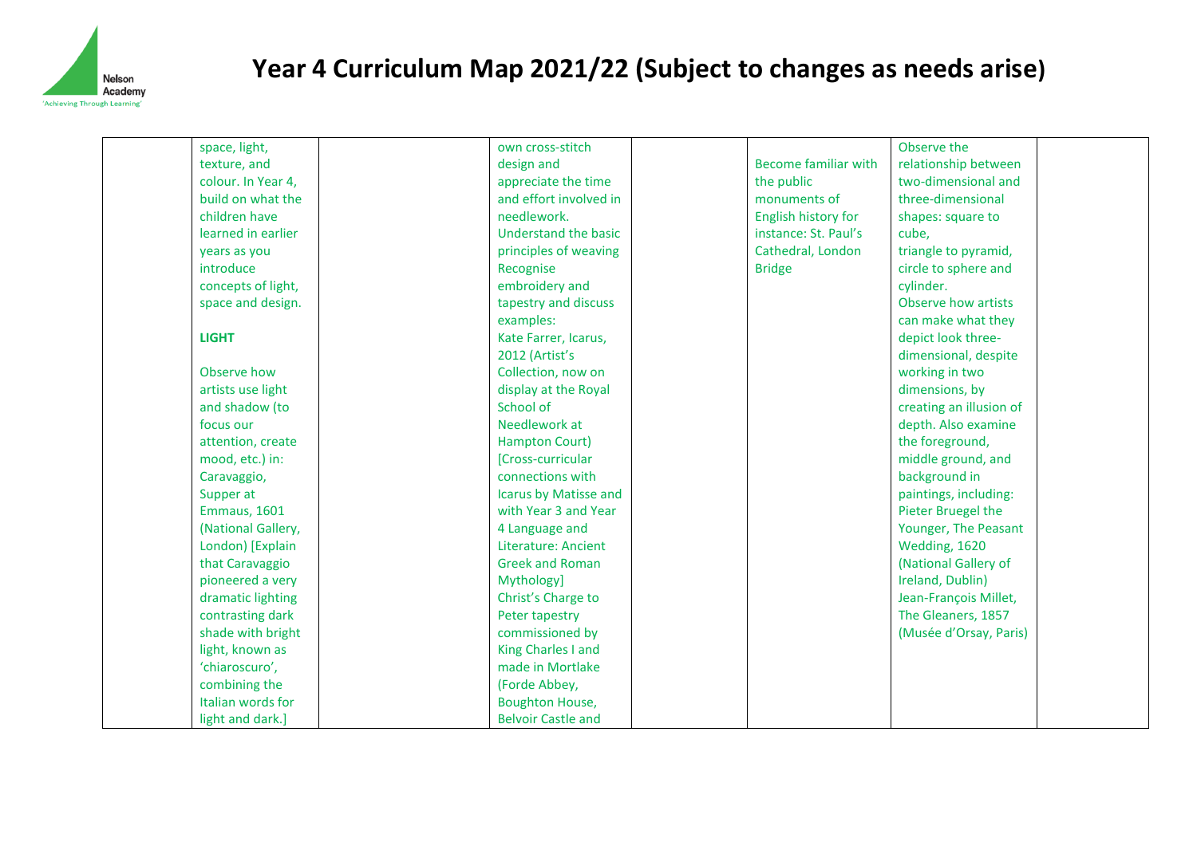| | | | | | | | |
|---|---|---|---|---|---|---|---|
| | space, light, texture, and colour. In Year 4, build on what the children have learned in earlier years as you introduce concepts of light, space and design.<br><br>**LIGHT**<br><br>Observe how artists use light and shadow (to focus our attention, create mood, etc.) in:<br>Caravaggio, Supper at Emmaus, 1601 (National Gallery, London) [Explain that Caravaggio pioneered a very dramatic lighting contrasting dark shade with bright light, known as 'chiaroscuro', combining the Italian words for light and dark.] | | own cross-stitch design and appreciate the time and effort involved in needlework.<br>Understand the basic principles of weaving<br>Recognise embroidery and tapestry and discuss examples:<br>Kate Farrer, Icarus, 2012 (Artist's Collection, now on display at the Royal School of Needlework at Hampton Court)<br>[Cross-curricular connections with Icarus by Matisse and with Year 3 and Year 4 Language and Literature: Ancient Greek and Roman Mythology]<br>Christ's Charge to Peter tapestry commissioned by King Charles I and made in Mortlake (Forde Abbey, Boughton House, Belvoir Castle and | | Become familiar with the public monuments of English history for instance: St. Paul's Cathedral, London Bridge | Observe the relationship between two-dimensional and three-dimensional shapes: square to cube, triangle to pyramid, circle to sphere and cylinder.<br>Observe how artists can make what they depict look three-dimensional, despite working in two dimensions, by creating an illusion of depth. Also examine the foreground, middle ground, and background in paintings, including:<br>Pieter Bruegel the Younger, The Peasant Wedding, 1620 (National Gallery of Ireland, Dublin)<br>Jean-François Millet, The Gleaners, 1857 (Musée d'Orsay, Paris) | |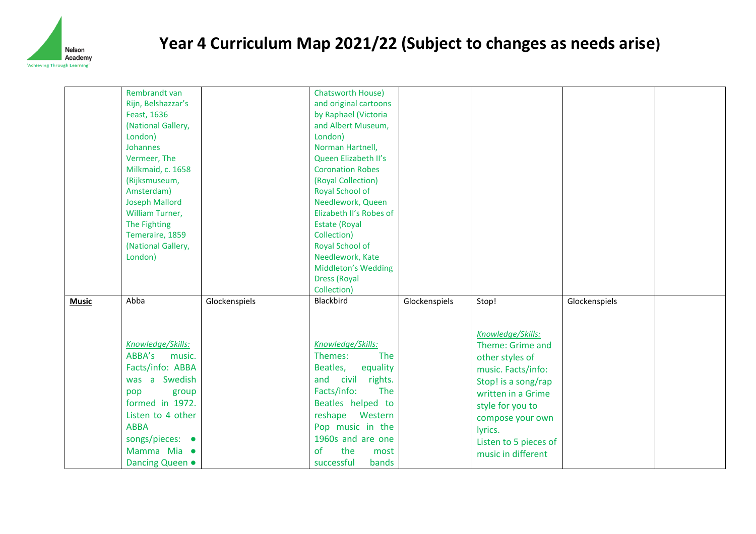# Year 4 Curriculum Map 2021/22 (Subject to changes as needs arise)

| | | | | | | | |
|---|---|---|---|---|---|---|---|
| | Rembrandt van Rijn, Belshazzar's Feast, 1636 (National Gallery, London) Johannes Vermeer, The Milkmaid, c. 1658 (Rijksmuseum, Amsterdam) Joseph Mallord William Turner, The Fighting Temeraire, 1859 (National Gallery, London) | | Chatsworth House) and original cartoons by Raphael (Victoria and Albert Museum, London) Norman Hartnell, Queen Elizabeth II's Coronation Robes (Royal Collection) Royal School of Needlework, Queen Elizabeth II's Robes of Estate (Royal Collection) Royal School of Needlework, Kate Middleton's Wedding Dress (Royal Collection) | | | | |
| **Music** | Abba<br><br>*Knowledge/Skills:*<br>ABBA's music. Facts/info: ABBA was a Swedish pop group formed in 1972. Listen to 4 other ABBA songs/pieces: ● Mamma Mia ● Dancing Queen ● | Glockenspiels | Blackbird<br><br>*Knowledge/Skills:*<br>Themes: The Beatles, equality and civil rights. Facts/info: The Beatles helped to reshape Western Pop music in the 1960s and are one of the most successful bands | Glockenspiels | Stop!<br><br>*Knowledge/Skills:*<br>Theme: Grime and other styles of music. Facts/info: Stop! is a song/rap written in a Grime style for you to compose your own lyrics.<br>Listen to 5 pieces of music in different | Glockenspiels | |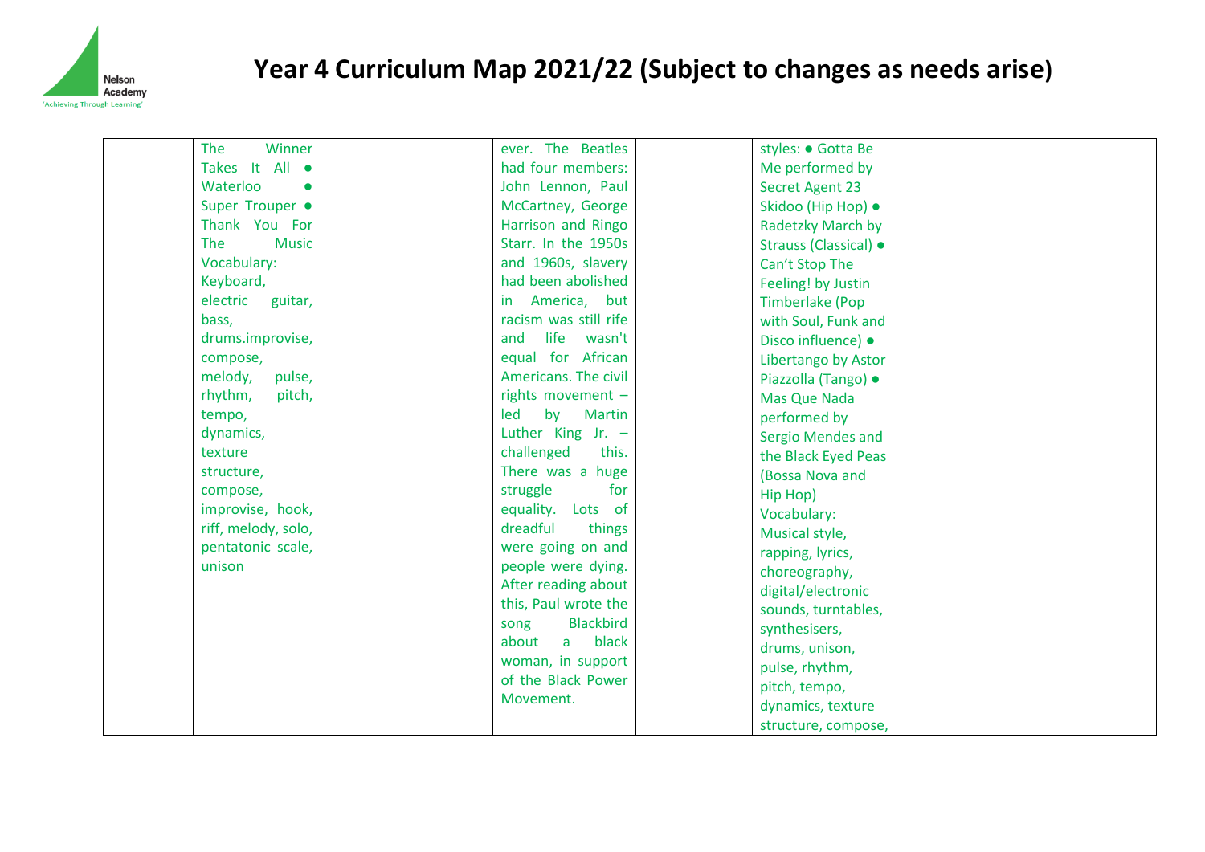# Year 4 Curriculum Map 2021/22 (Subject to changes as needs arise)

| | | | | | | | | |
|---|---|---|---|---|---|---|---|---|
| | The Winner Takes It All ● Waterloo ● Super Trouper ● Thank You For The Music Vocabulary: Keyboard, electric guitar, bass, drums.improvise, compose, melody, pulse, rhythm, pitch, tempo, dynamics, texture structure, compose, improvise, hook, riff, melody, solo, pentatonic scale, unison | | ever. The Beatles had four members: John Lennon, Paul McCartney, George Harrison and Ringo Starr. In the 1950s and 1960s, slavery had been abolished in America, but racism was still rife and life wasn't equal for African Americans. The civil rights movement – led by Martin Luther King Jr. – challenged this. There was a huge struggle for equality. Lots of dreadful things were going on and people were dying. After reading about this, Paul wrote the song Blackbird about a black woman, in support of the Black Power Movement. | | styles: ● Gotta Be Me performed by Secret Agent 23 Skidoo (Hip Hop) ● Radetzky March by Strauss (Classical) ● Can't Stop The Feeling! by Justin Timberlake (Pop with Soul, Funk and Disco influence) ● Libertango by Astor Piazzolla (Tango) ● Mas Que Nada performed by Sergio Mendes and the Black Eyed Peas (Bossa Nova and Hip Hop) Vocabulary: Musical style, rapping, lyrics, choreography, digital/electronic sounds, turntables, synthesisers, drums, unison, pulse, rhythm, pitch, tempo, dynamics, texture structure, compose, | | |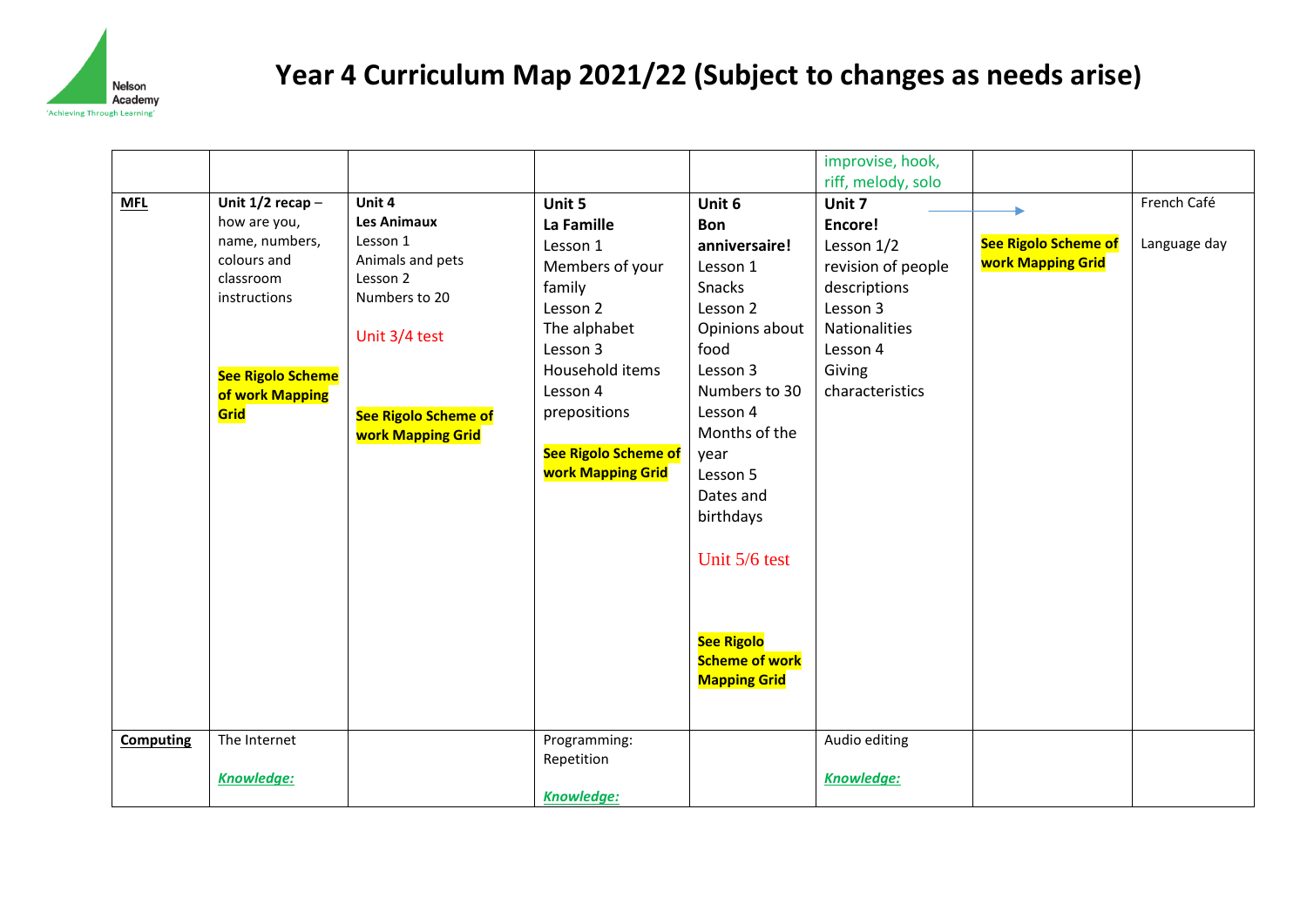# Year 4 Curriculum Map 2021/22 (Subject to changes as needs arise)

| | | | | | | | |
|---|---|---|---|---|---|---|---|
| | | | | | improvise, hook, riff, melody, solo | | |
| **MFL** | **Unit 1/2 recap** – how are you, name, numbers, colours and classroom instructions<br><br>**See Rigolo Scheme of work Mapping Grid** | **Unit 4**<br>**Les Animaux**<br>Lesson 1<br>Animals and pets<br>Lesson 2<br>Numbers to 20<br><br>Unit 3/4 test<br><br>**See Rigolo Scheme of work Mapping Grid** | **Unit 5**<br>**La Famille**<br>Lesson 1<br>Members of your family<br>Lesson 2<br>The alphabet<br>Lesson 3<br>Household items<br>Lesson 4<br>prepositions<br><br>**See Rigolo Scheme of work Mapping Grid** | **Unit 6**<br>**Bon anniversaire!**<br>Lesson 1<br>Snacks<br>Lesson 2<br>Opinions about food<br>Lesson 3<br>Numbers to 30<br>Lesson 4<br>Months of the year<br>Lesson 5<br>Dates and birthdays<br><br>Unit 5/6 test<br><br>**See Rigolo Scheme of work Mapping Grid** | **Unit 7**<br>**Encore!**<br>Lesson 1/2<br>revision of people descriptions<br>Lesson 3<br>Nationalities<br>Lesson 4<br>Giving characteristics | →<br><br>**See Rigolo Scheme of work Mapping Grid** | French Café<br><br>Language day |
| **Computing** | The Internet<br><br>***Knowledge:*** | | Programming: Repetition<br><br>***Knowledge:*** | | Audio editing<br><br>***Knowledge:*** | | |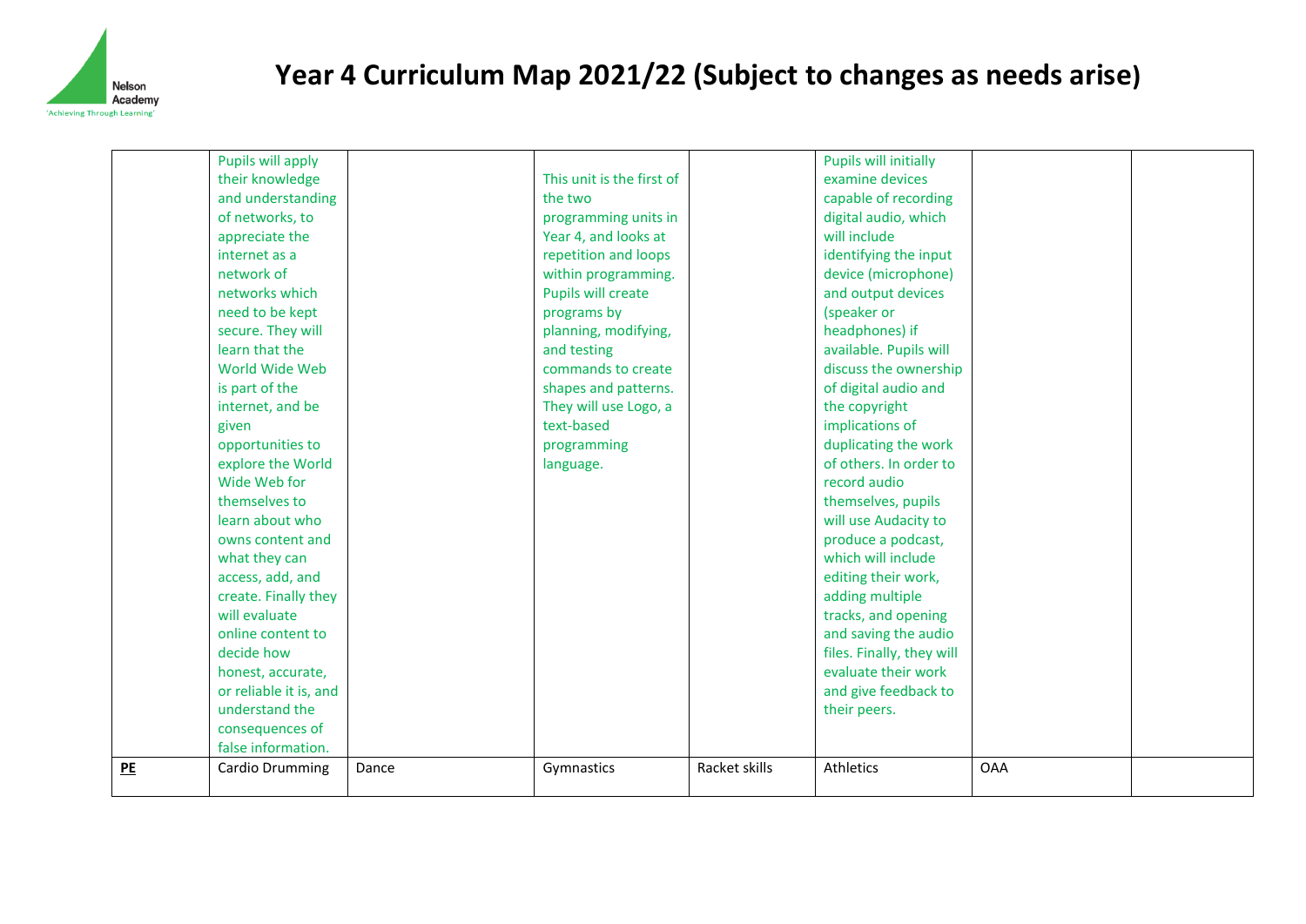# Year 4 Curriculum Map 2021/22 (Subject to changes as needs arise)

| | | | | | | | |
|---|---|---|---|---|---|---|---|
| | Pupils will apply their knowledge and understanding of networks, to appreciate the internet as a network of networks which need to be kept secure. They will learn that the World Wide Web is part of the internet, and be given opportunities to explore the World Wide Web for themselves to learn about who owns content and what they can access, add, and create. Finally they will evaluate online content to decide how honest, accurate, or reliable it is, and understand the consequences of false information. | | This unit is the first of the two programming units in Year 4, and looks at repetition and loops within programming. Pupils will create programs by planning, modifying, and testing commands to create shapes and patterns. They will use Logo, a text-based programming language. | | Pupils will initially examine devices capable of recording digital audio, which will include identifying the input device (microphone) and output devices (speaker or headphones) if available. Pupils will discuss the ownership of digital audio and the copyright implications of duplicating the work of others. In order to record audio themselves, pupils will use Audacity to produce a podcast, which will include editing their work, adding multiple tracks, and opening and saving the audio files. Finally, they will evaluate their work and give feedback to their peers. | | |
| **PE** | Cardio Drumming | Dance | Gymnastics | Racket skills | Athletics | OAA | |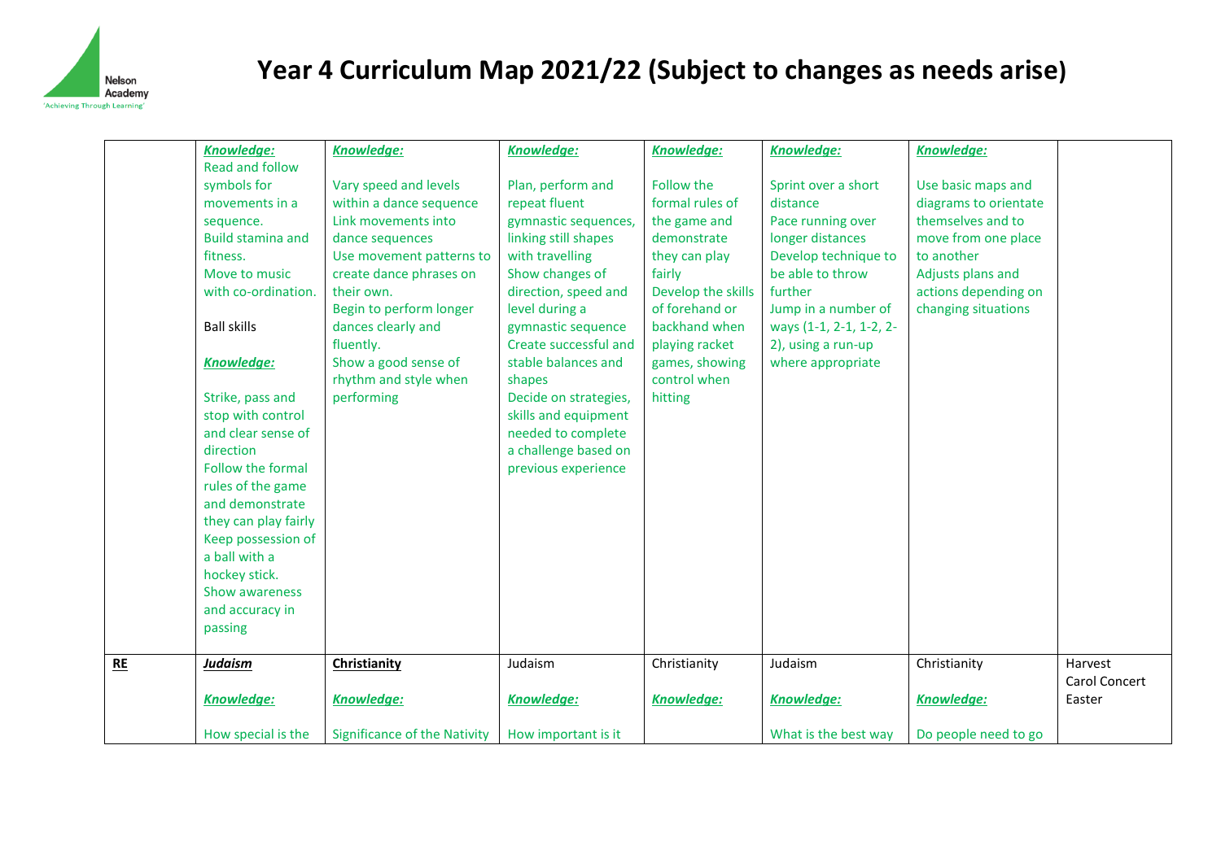# Year 4 Curriculum Map 2021/22 (Subject to changes as needs arise)

| | | | | | | | |
|---|---|---|---|---|---|---|---|
| | ***Knowledge:*** Read and follow symbols for movements in a sequence. Build stamina and fitness. Move to music with co-ordination. <br><br> Ball skills <br><br> ***Knowledge:*** <br><br> Strike, pass and stop with control and clear sense of direction Follow the formal rules of the game and demonstrate they can play fairly Keep possession of a ball with a hockey stick. Show awareness and accuracy in passing | ***Knowledge:*** <br><br> Vary speed and levels within a dance sequence Link movements into dance sequences Use movement patterns to create dance phrases on their own. Begin to perform longer dances clearly and fluently. Show a good sense of rhythm and style when performing | ***Knowledge:*** <br><br> Plan, perform and repeat fluent gymnastic sequences, linking still shapes with travelling Show changes of direction, speed and level during a gymnastic sequence Create successful and stable balances and shapes Decide on strategies, skills and equipment needed to complete a challenge based on previous experience | ***Knowledge:*** <br><br> Follow the formal rules of the game and demonstrate they can play fairly Develop the skills of forehand or backhand when playing racket games, showing control when hitting | ***Knowledge:*** <br><br> Sprint over a short distance Pace running over longer distances Develop technique to be able to throw further Jump in a number of ways (1-1, 2-1, 1-2, 2-2), using a run-up where appropriate | ***Knowledge:*** <br><br> Use basic maps and diagrams to orientate themselves and to move from one place to another Adjusts plans and actions depending on changing situations | |
| **RE** | ***Judaism*** <br><br> ***Knowledge:*** <br><br> How special is the | **Christianity** <br><br> ***Knowledge:*** <br><br> Significance of the Nativity | Judaism <br><br> ***Knowledge:*** <br><br> How important is it | Christianity <br><br> ***Knowledge:*** | Judaism <br><br> ***Knowledge:*** <br><br> What is the best way | Christianity <br><br> ***Knowledge:*** <br><br> Do people need to go | Harvest <br> Carol Concert <br> Easter |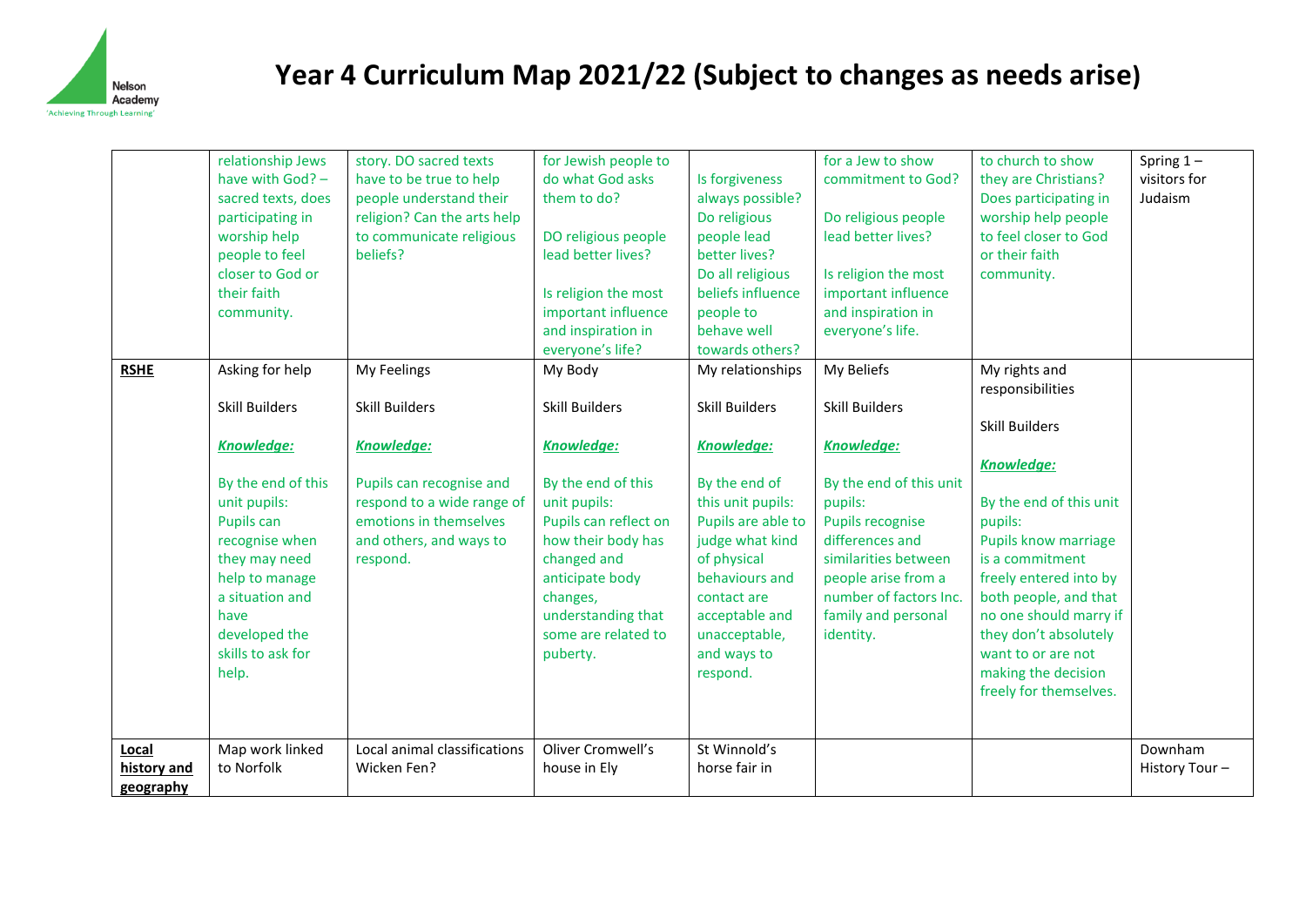# Year 4 Curriculum Map 2021/22 (Subject to changes as needs arise)

| | | | | | | | |
|---|---|---|---|---|---|---|---|
| | relationship Jews have with God? – sacred texts, does participating in worship help people to feel closer to God or their faith community. | story. DO sacred texts have to be true to help people understand their religion? Can the arts help to communicate religious beliefs? | for Jewish people to do what God asks them to do?<br><br>DO religious people lead better lives?<br><br>Is religion the most important influence and inspiration in everyone's life? | Is forgiveness always possible? Do religious people lead better lives? Do all religious beliefs influence people to behave well towards others? | for a Jew to show commitment to God?<br><br>Do religious people lead better lives?<br><br>Is religion the most important influence and inspiration in everyone's life. | to church to show they are Christians? Does participating in worship help people to feel closer to God or their faith community. | Spring 1 – visitors for Judaism |
| **RSHE** | Asking for help<br><br>Skill Builders<br><br>***Knowledge:***<br><br>By the end of this unit pupils: Pupils can recognise when they may need help to manage a situation and have developed the skills to ask for help. | My Feelings<br><br>Skill Builders<br><br>***Knowledge:***<br><br>Pupils can recognise and respond to a wide range of emotions in themselves and others, and ways to respond. | My Body<br><br>Skill Builders<br><br>***Knowledge:***<br><br>By the end of this unit pupils: Pupils can reflect on how their body has changed and anticipate body changes, understanding that some are related to puberty. | My relationships<br><br>Skill Builders<br><br>***Knowledge:***<br><br>By the end of this unit pupils: Pupils are able to judge what kind of physical behaviours and contact are acceptable and unacceptable, and ways to respond. | My Beliefs<br><br>Skill Builders<br><br>***Knowledge:***<br><br>By the end of this unit pupils: Pupils recognise differences and similarities between people arise from a number of factors Inc. family and personal identity. | My rights and responsibilities<br><br>Skill Builders<br><br>***Knowledge:***<br><br>By the end of this unit pupils: Pupils know marriage is a commitment freely entered into by both people, and that no one should marry if they don't absolutely want to or are not making the decision freely for themselves. | |
| **Local history and geography** | Map work linked to Norfolk | Local animal classifications Wicken Fen? | Oliver Cromwell's house in Ely | St Winnold's horse fair in | | | Downham History Tour – |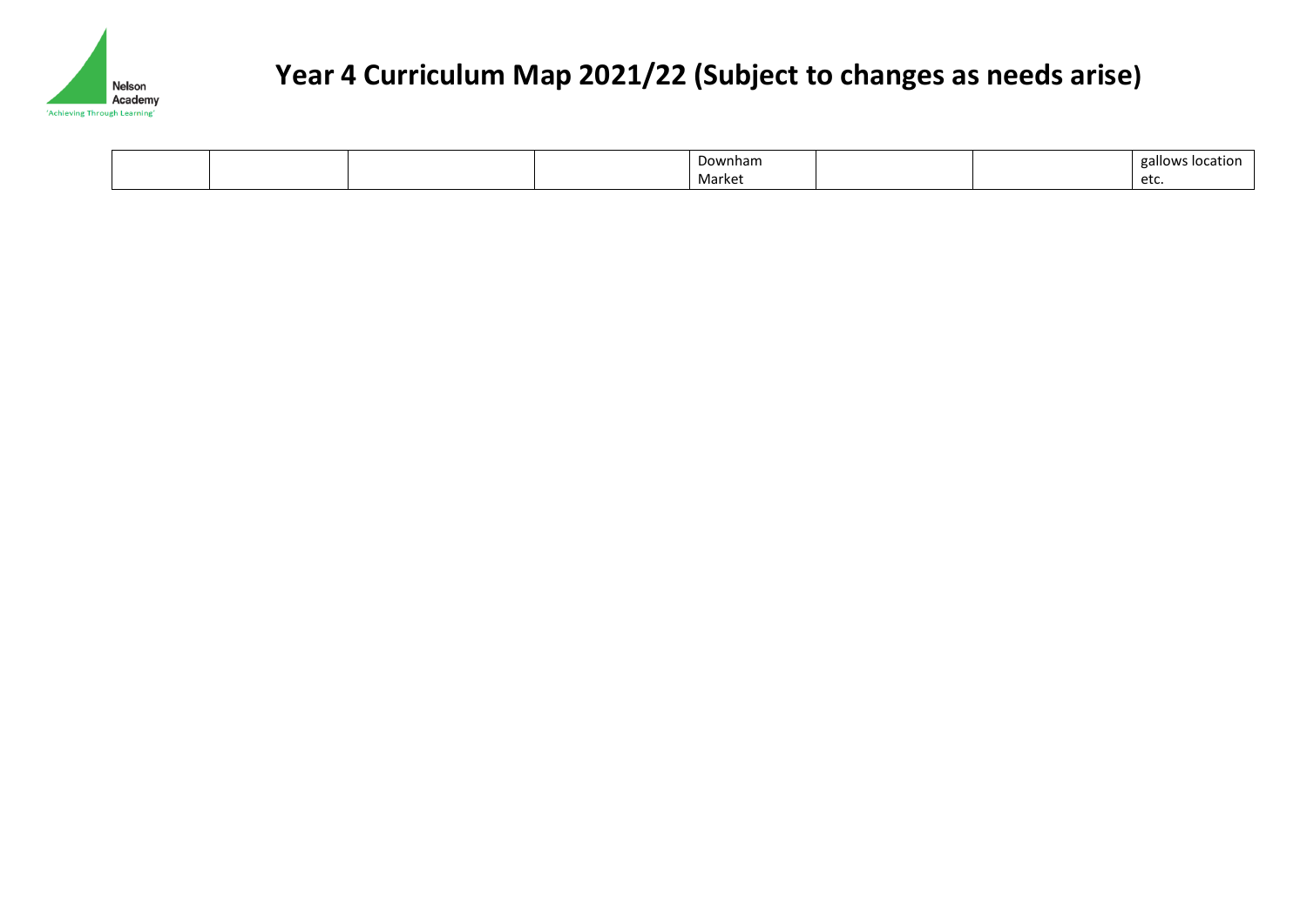| | | | | | | | |
|---|---|---|---|---|---|---|---|
| | | | | Downham Market | | | gallows location etc. |